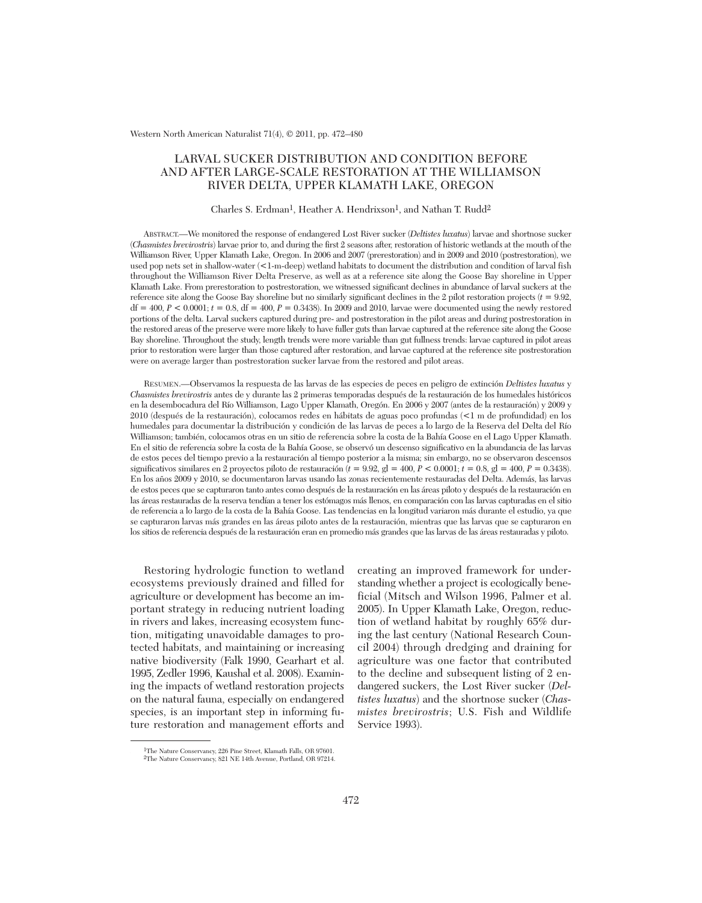# LARVAL SUCKER DISTRIBUTION AND CONDITION BEFORE AND AFTER LARGE-SCALE RESTORATION AT THE WILLIAMSON RIVER DELTA, UPPER KLAMATH LAKE, OREGON

Charles S. Erdman[1], Heather A. Hendrixson[1], and Nathan T. Rudd[2]

ABSTRACT.—We monitored the response of endangered Lost River sucker (*Deltistes luxatus*) larvae and shortnose sucker (*Chasmistes brevirostris*) larvae prior to, and during the first 2 seasons after, restoration of historic wetlands at the mouth of the Williamson River, Upper Klamath Lake, Oregon. In 2006 and 2007 (prerestoration) and in 2009 and 2010 (postrestoration), we used pop nets set in shallow-water (<1-m-deep) wetland habitats to document the distribution and condition of larval fish throughout the Williamson River Delta Preserve, as well as at a reference site along the Goose Bay shoreline in Upper Klamath Lake. From prerestoration to postrestoration, we witnessed significant declines in abundance of larval suckers at the reference site along the Goose Bay shoreline but no similarly significant declines in the 2 pilot restoration projects ($t = 9.92$, df = 400, $P < 0.0001$; $t = 0.8$, df = 400, $P = 0.3438$). In 2009 and 2010, larvae were documented using the newly restored portions of the delta. Larval suckers captured during pre- and postrestoration in the pilot areas and during postrestoration in the restored areas of the preserve were more likely to have fuller guts than larvae captured at the reference site along the Goose Bay shoreline. Throughout the study, length trends were more variable than gut fullness trends: larvae captured in pilot areas prior to restoration were larger than those captured after restoration, and larvae captured at the reference site postrestoration were on average larger than postrestoration sucker larvae from the restored and pilot areas.

RESUMEN.—Observamos la respuesta de las larvas de las especies de peces en peligro de extinción *Deltistes luxatus* y *Chasmistes brevirostris* antes de y durante las 2 primeras temporadas después de la restauración de los humedales históricos en la desembocadura del Río Williamson, Lago Upper Klamath, Oregón. En 2006 y 2007 (antes de la restauración) y 2009 y 2010 (después de la restauración), colocamos redes en hábitats de aguas poco profundas (<1 m de profundidad) en los humedales para documentar la distribución y condición de las larvas de peces a lo largo de la Reserva del Delta del Río Williamson; también, colocamos otras en un sitio de referencia sobre la costa de la Bahía Goose en el Lago Upper Klamath. En el sitio de referencia sobre la costa de la Bahía Goose, se observó un descenso significativo en la abundancia de las larvas de estos peces del tiempo previo a la restauración al tiempo posterior a la misma; sin embargo, no se observaron descensos significativos similares en 2 proyectos piloto de restauración ($t = 9.92$, gl = 400, $P < 0.0001$; $t = 0.8$, gl = 400, $P = 0.3438$). En los años 2009 y 2010, se documentaron larvas usando las zonas recientemente restauradas del Delta. Además, las larvas de estos peces que se capturaron tanto antes como después de la restauración en las áreas piloto y después de la restauración en las áreas restauradas de la reserva tendían a tener los estómagos más llenos, en comparación con las larvas capturadas en el sitio de referencia a lo largo de la costa de la Bahía Goose. Las tendencias en la longitud variaron más durante el estudio, ya que se capturaron larvas más grandes en las áreas piloto antes de la restauración, mientras que las larvas que se capturaron en los sitios de referencia después de la restauración eran en promedio más grandes que las larvas de las áreas restauradas y piloto.

Restoring hydrologic function to wetland ecosystems previously drained and filled for agriculture or development has become an important strategy in reducing nutrient loading in rivers and lakes, increasing ecosystem function, mitigating unavoidable damages to protected habitats, and maintaining or increasing native biodiversity (Falk 1990, Gearhart et al. 1995, Zedler 1996, Kaushal et al. 2008). Examining the impacts of wetland restoration projects on the natural fauna, especially on endangered species, is an important step in informing future restoration and management efforts and creating an improved framework for understanding whether a project is ecologically beneficial (Mitsch and Wilson 1996, Palmer et al. 2005). In Upper Klamath Lake, Oregon, reduction of wetland habitat by roughly 65% during the last century (National Research Council 2004) through dredging and draining for agriculture was one factor that contributed to the decline and subsequent listing of 2 endangered suckers, the Lost River sucker (*Deltistes luxatus*) and the shortnose sucker (*Chasmistes brevirostris*; U.S. Fish and Wildlife Service 1993).

[1]The Nature Conservancy, 226 Pine Street, Klamath Falls, OR 97601.
[2]The Nature Conservancy, 821 NE 14th Avenue, Portland, OR 97214.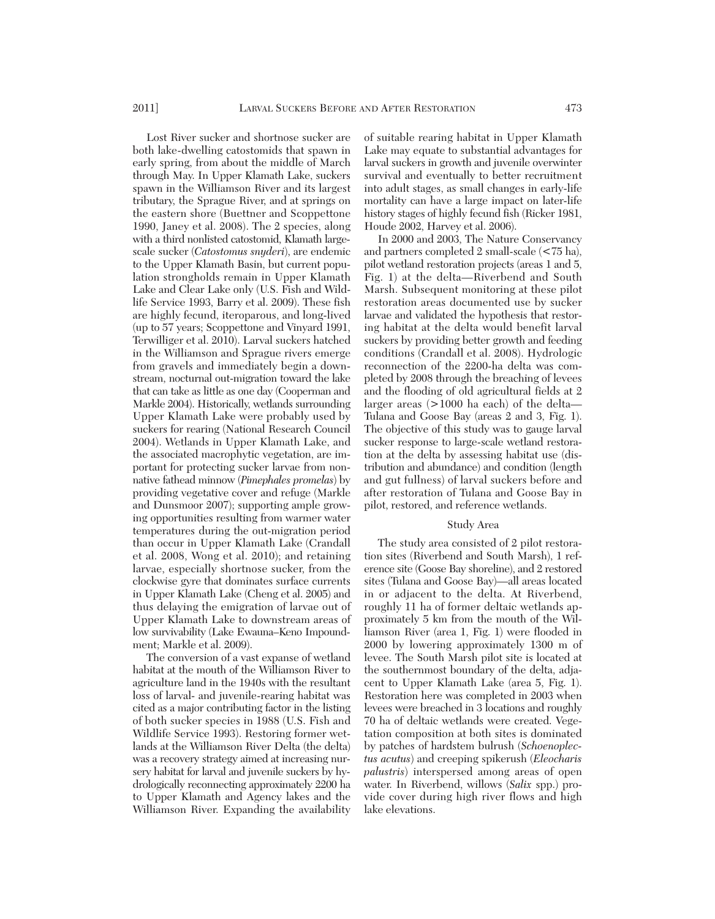Lost River sucker and shortnose sucker are both lake-dwelling catostomids that spawn in early spring, from about the middle of March through May. In Upper Klamath Lake, suckers spawn in the Williamson River and its largest tributary, the Sprague River, and at springs on the eastern shore (Buettner and Scoppettone 1990, Janey et al. 2008). The 2 species, along with a third nonlisted catostomid, Klamath largescale sucker (*Catostomus snyderi*), are endemic to the Upper Klamath Basin, but current population strongholds remain in Upper Klamath Lake and Clear Lake only (U.S. Fish and Wildlife Service 1993, Barry et al. 2009). These fish are highly fecund, iteroparous, and long-lived (up to 57 years; Scoppettone and Vinyard 1991, Terwilliger et al. 2010). Larval suckers hatched in the Williamson and Sprague rivers emerge from gravels and immediately begin a downstream, nocturnal out-migration toward the lake that can take as little as one day (Cooperman and Markle 2004). Historically, wetlands surrounding Upper Klamath Lake were probably used by suckers for rearing (National Research Council 2004). Wetlands in Upper Klamath Lake, and the associated macrophytic vegetation, are important for protecting sucker larvae from nonnative fathead minnow (*Pimephales promelas*) by providing vegetative cover and refuge (Markle and Dunsmoor 2007); supporting ample growing opportunities resulting from warmer water temperatures during the out-migration period than occur in Upper Klamath Lake (Crandall et al. 2008, Wong et al. 2010); and retaining larvae, especially shortnose sucker, from the clockwise gyre that dominates surface currents in Upper Klamath Lake (Cheng et al. 2005) and thus delaying the emigration of larvae out of Upper Klamath Lake to downstream areas of low survivability (Lake Ewauna–Keno Impoundment; Markle et al. 2009).

The conversion of a vast expanse of wetland habitat at the mouth of the Williamson River to agriculture land in the 1940s with the resultant loss of larval- and juvenile-rearing habitat was cited as a major contributing factor in the listing of both sucker species in 1988 (U.S. Fish and Wildlife Service 1993). Restoring former wetlands at the Williamson River Delta (the delta) was a recovery strategy aimed at increasing nursery habitat for larval and juvenile suckers by hydrologically reconnecting approximately 2200 ha to Upper Klamath and Agency lakes and the Williamson River. Expanding the availability of suitable rearing habitat in Upper Klamath Lake may equate to substantial advantages for larval suckers in growth and juvenile overwinter survival and eventually to better recruitment into adult stages, as small changes in early-life mortality can have a large impact on later-life history stages of highly fecund fish (Ricker 1981, Houde 2002, Harvey et al. 2006).

In 2000 and 2003, The Nature Conservancy and partners completed 2 small-scale (<75 ha), pilot wetland restoration projects (areas 1 and 5, Fig. 1) at the delta—Riverbend and South Marsh. Subsequent monitoring at these pilot restoration areas documented use by sucker larvae and validated the hypothesis that restoring habitat at the delta would benefit larval suckers by providing better growth and feeding conditions (Crandall et al. 2008). Hydrologic reconnection of the 2200-ha delta was completed by 2008 through the breaching of levees and the flooding of old agricultural fields at 2 larger areas (>1000 ha each) of the delta—Tulana and Goose Bay (areas 2 and 3, Fig. 1). The objective of this study was to gauge larval sucker response to large-scale wetland restoration at the delta by assessing habitat use (distribution and abundance) and condition (length and gut fullness) of larval suckers before and after restoration of Tulana and Goose Bay in pilot, restored, and reference wetlands.

## Study Area

The study area consisted of 2 pilot restoration sites (Riverbend and South Marsh), 1 reference site (Goose Bay shoreline), and 2 restored sites (Tulana and Goose Bay)—all areas located in or adjacent to the delta. At Riverbend, roughly 11 ha of former deltaic wetlands approximately 5 km from the mouth of the Williamson River (area 1, Fig. 1) were flooded in 2000 by lowering approximately 1300 m of levee. The South Marsh pilot site is located at the southernmost boundary of the delta, adjacent to Upper Klamath Lake (area 5, Fig. 1). Restoration here was completed in 2003 when levees were breached in 3 locations and roughly 70 ha of deltaic wetlands were created. Vegetation composition at both sites is dominated by patches of hardstem bulrush (*Schoenoplectus acutus*) and creeping spikerush (*Eleocharis palustris*) interspersed among areas of open water. In Riverbend, willows (*Salix* spp.) provide cover during high river flows and high lake elevations.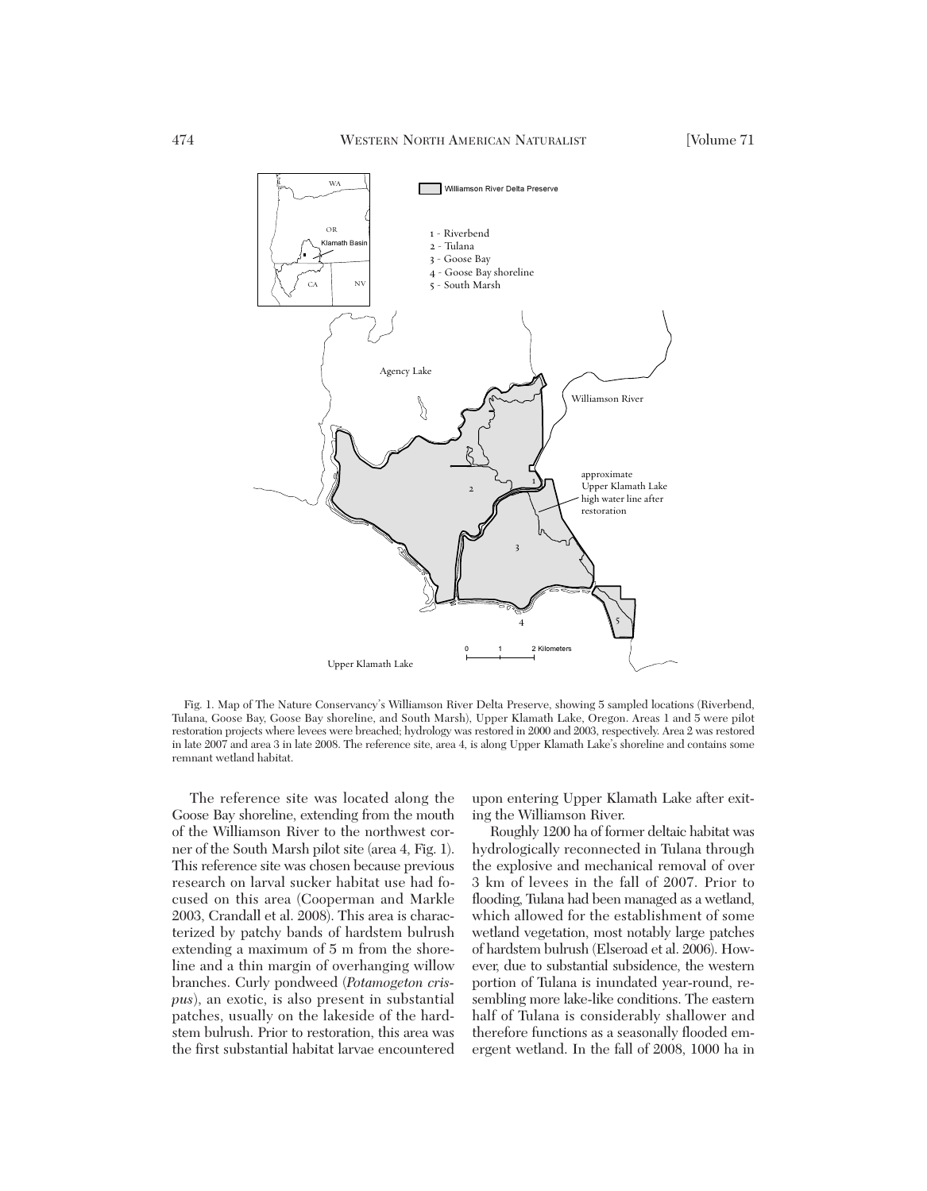Fig. 1. Map of The Nature Conservancy's Williamson River Delta Preserve, showing 5 sampled locations (Riverbend, Tulana, Goose Bay, Goose Bay shoreline, and South Marsh), Upper Klamath Lake, Oregon. Areas 1 and 5 were pilot restoration projects where levees were breached; hydrology was restored in 2000 and 2003, respectively. Area 2 was restored in late 2007 and area 3 in late 2008. The reference site, area 4, is along Upper Klamath Lake's shoreline and contains some remnant wetland habitat.

The reference site was located along the Goose Bay shoreline, extending from the mouth of the Williamson River to the northwest corner of the South Marsh pilot site (area 4, Fig. 1). This reference site was chosen because previous research on larval sucker habitat use had focused on this area (Cooperman and Markle 2003, Crandall et al. 2008). This area is characterized by patchy bands of hardstem bulrush extending a maximum of 5 m from the shoreline and a thin margin of overhanging willow branches. Curly pondweed (*Potamogeton crispus*), an exotic, is also present in substantial patches, usually on the lakeside of the hardstem bulrush. Prior to restoration, this area was the first substantial habitat larvae encountered upon entering Upper Klamath Lake after exiting the Williamson River.

Roughly 1200 ha of former deltaic habitat was hydrologically reconnected in Tulana through the explosive and mechanical removal of over 3 km of levees in the fall of 2007. Prior to flooding, Tulana had been managed as a wetland, which allowed for the establishment of some wetland vegetation, most notably large patches of hardstem bulrush (Elseroad et al. 2006). However, due to substantial subsidence, the western portion of Tulana is inundated year-round, resembling more lake-like conditions. The eastern half of Tulana is considerably shallower and therefore functions as a seasonally flooded emergent wetland. In the fall of 2008, 1000 ha in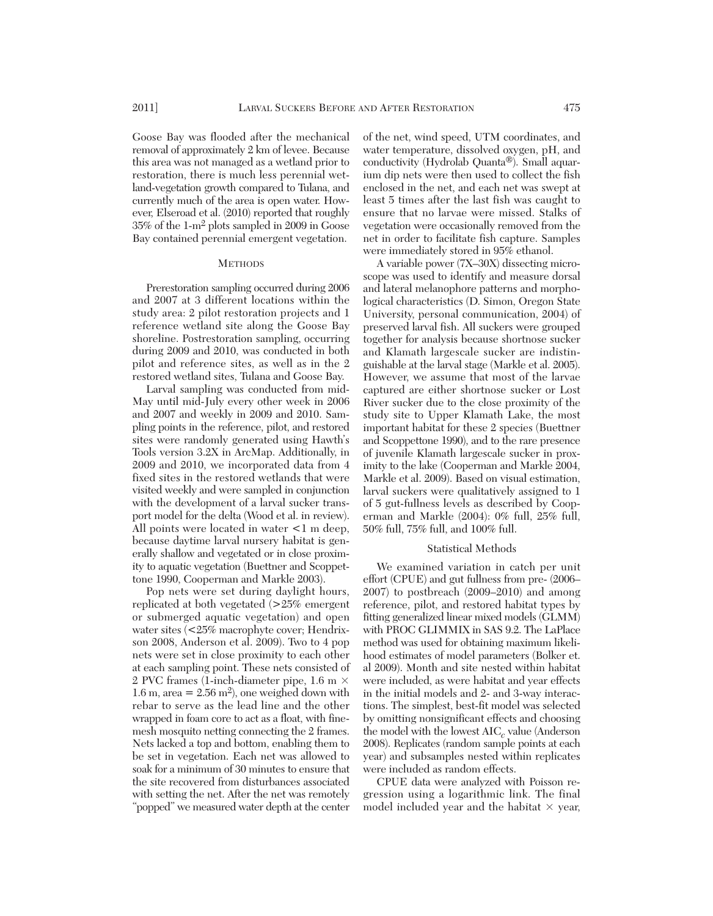Goose Bay was flooded after the mechanical removal of approximately 2 km of levee. Because this area was not managed as a wetland prior to restoration, there is much less perennial wetland-vegetation growth compared to Tulana, and currently much of the area is open water. However, Elseroad et al. (2010) reported that roughly 35% of the 1-m$^2$ plots sampled in 2009 in Goose Bay contained perennial emergent vegetation.

## Methods

Prerestoration sampling occurred during 2006 and 2007 at 3 different locations within the study area: 2 pilot restoration projects and 1 reference wetland site along the Goose Bay shoreline. Postrestoration sampling, occurring during 2009 and 2010, was conducted in both pilot and reference sites, as well as in the 2 restored wetland sites, Tulana and Goose Bay.

Larval sampling was conducted from mid-May until mid-July every other week in 2006 and 2007 and weekly in 2009 and 2010. Sampling points in the reference, pilot, and restored sites were randomly generated using Hawth's Tools version 3.2X in ArcMap. Additionally, in 2009 and 2010, we incorporated data from 4 fixed sites in the restored wetlands that were visited weekly and were sampled in conjunction with the development of a larval sucker transport model for the delta (Wood et al. in review). All points were located in water <1 m deep, because daytime larval nursery habitat is generally shallow and vegetated or in close proximity to aquatic vegetation (Buettner and Scoppettone 1990, Cooperman and Markle 2003).

Pop nets were set during daylight hours, replicated at both vegetated (>25% emergent or submerged aquatic vegetation) and open water sites (<25% macrophyte cover; Hendrixson 2008, Anderson et al. 2009). Two to 4 pop nets were set in close proximity to each other at each sampling point. These nets consisted of 2 PVC frames (1-inch-diameter pipe, 1.6 m × 1.6 m, area = 2.56 m$^2$), one weighed down with rebar to serve as the lead line and the other wrapped in foam core to act as a float, with fine-mesh mosquito netting connecting the 2 frames. Nets lacked a top and bottom, enabling them to be set in vegetation. Each net was allowed to soak for a minimum of 30 minutes to ensure that the site recovered from disturbances associated with setting the net. After the net was remotely "popped" we measured water depth at the center of the net, wind speed, UTM coordinates, and water temperature, dissolved oxygen, pH, and conductivity (Hydrolab Quanta®). Small aquarium dip nets were then used to collect the fish enclosed in the net, and each net was swept at least 5 times after the last fish was caught to ensure that no larvae were missed. Stalks of vegetation were occasionally removed from the net in order to facilitate fish capture. Samples were immediately stored in 95% ethanol.

A variable power (7X–30X) dissecting microscope was used to identify and measure dorsal and lateral melanophore patterns and morphological characteristics (D. Simon, Oregon State University, personal communication, 2004) of preserved larval fish. All suckers were grouped together for analysis because shortnose sucker and Klamath largescale sucker are indistinguishable at the larval stage (Markle et al. 2005). However, we assume that most of the larvae captured are either shortnose sucker or Lost River sucker due to the close proximity of the study site to Upper Klamath Lake, the most important habitat for these 2 species (Buettner and Scoppettone 1990), and to the rare presence of juvenile Klamath largescale sucker in proximity to the lake (Cooperman and Markle 2004, Markle et al. 2009). Based on visual estimation, larval suckers were qualitatively assigned to 1 of 5 gut-fullness levels as described by Cooperman and Markle (2004): 0% full, 25% full, 50% full, 75% full, and 100% full.

### Statistical Methods

We examined variation in catch per unit effort (CPUE) and gut fullness from pre- (2006–2007) to postbreach (2009–2010) and among reference, pilot, and restored habitat types by fitting generalized linear mixed models (GLMM) with PROC GLIMMIX in SAS 9.2. The LaPlace method was used for obtaining maximum likelihood estimates of model parameters (Bolker et. al 2009). Month and site nested within habitat were included, as were habitat and year effects in the initial models and 2- and 3-way interactions. The simplest, best-fit model was selected by omitting nonsignificant effects and choosing the model with the lowest AIC$_c$ value (Anderson 2008). Replicates (random sample points at each year) and subsamples nested within replicates were included as random effects.

CPUE data were analyzed with Poisson regression using a logarithmic link. The final model included year and the habitat × year,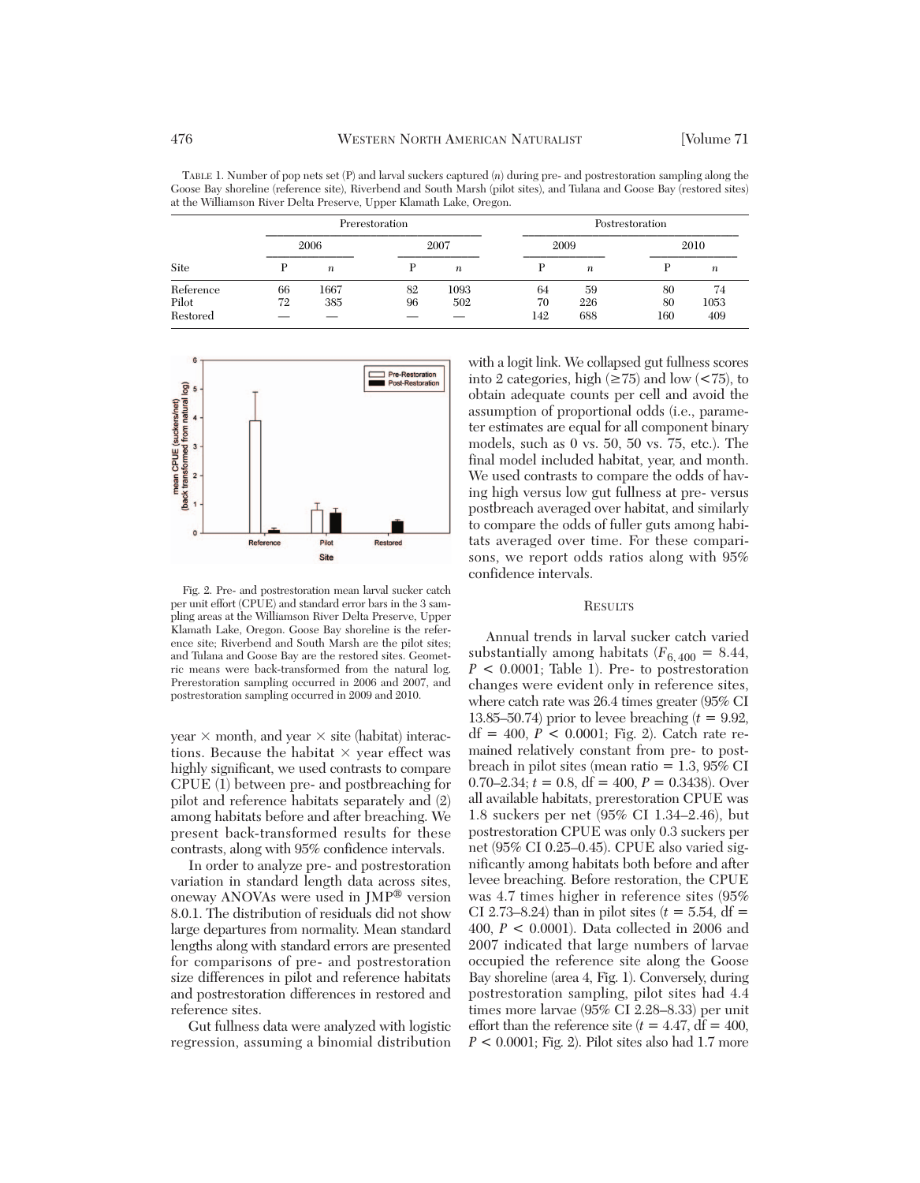TABLE 1. Number of pop nets set (P) and larval suckers captured (*n*) during pre- and postrestoration sampling along the Goose Bay shoreline (reference site), Riverbend and South Marsh (pilot sites), and Tulana and Goose Bay (restored sites) at the Williamson River Delta Preserve, Upper Klamath Lake, Oregon.

| | Prerestoration | | | | Postrestoration | | | |
|---|---|---|---|---|---|---|---|---|
| | 2006 | | 2007 | | 2009 | | 2010 | |
| Site | P | *n* | P | *n* | P | *n* | P | *n* |
| Reference | 66 | 1667 | 82 | 1093 | 64 | 59 | 80 | 74 |
| Pilot | 72 | 385 | 96 | 502 | 70 | 226 | 80 | 1053 |
| Restored | — | — | — | — | 142 | 688 | 160 | 409 |

Fig. 2. Pre- and postrestoration mean larval sucker catch per unit effort (CPUE) and standard error bars in the 3 sampling areas at the Williamson River Delta Preserve, Upper Klamath Lake, Oregon. Goose Bay shoreline is the reference site; Riverbend and South Marsh are the pilot sites; and Tulana and Goose Bay are the restored sites. Geometric means were back-transformed from the natural log. Prerestoration sampling occurred in 2006 and 2007, and postrestoration sampling occurred in 2009 and 2010.

year × month, and year × site (habitat) interactions. Because the habitat × year effect was highly significant, we used contrasts to compare CPUE (1) between pre- and postbreaching for pilot and reference habitats separately and (2) among habitats before and after breaching. We present back-transformed results for these contrasts, along with 95% confidence intervals.

In order to analyze pre- and postrestoration variation in standard length data across sites, oneway ANOVAs were used in JMP® version 8.0.1. The distribution of residuals did not show large departures from normality. Mean standard lengths along with standard errors are presented for comparisons of pre- and postrestoration size differences in pilot and reference habitats and postrestoration differences in restored and reference sites.

Gut fullness data were analyzed with logistic regression, assuming a binomial distribution with a logit link. We collapsed gut fullness scores into 2 categories, high (≥75) and low (<75), to obtain adequate counts per cell and avoid the assumption of proportional odds (i.e., parameter estimates are equal for all component binary models, such as 0 vs. 50, 50 vs. 75, etc.). The final model included habitat, year, and month. We used contrasts to compare the odds of having high versus low gut fullness at pre- versus postbreach averaged over habitat, and similarly to compare the odds of fuller guts among habitats averaged over time. For these comparisons, we report odds ratios along with 95% confidence intervals.

## RESULTS

Annual trends in larval sucker catch varied substantially among habitats ($F_{6,400}$ = 8.44, $P$ < 0.0001; Table 1). Pre- to postrestoration changes were evident only in reference sites, where catch rate was 26.4 times greater (95% CI 13.85–50.74) prior to levee breaching ($t$ = 9.92, df = 400, $P$ < 0.0001; Fig. 2). Catch rate remained relatively constant from pre- to postbreach in pilot sites (mean ratio = 1.3, 95% CI 0.70–2.34; $t$ = 0.8, df = 400, $P$ = 0.3438). Over all available habitats, prerestoration CPUE was 1.8 suckers per net (95% CI 1.34–2.46), but postrestoration CPUE was only 0.3 suckers per net (95% CI 0.25–0.45). CPUE also varied significantly among habitats both before and after levee breaching. Before restoration, the CPUE was 4.7 times higher in reference sites (95% CI 2.73–8.24) than in pilot sites ($t$ = 5.54, df = 400, $P$ < 0.0001). Data collected in 2006 and 2007 indicated that large numbers of larvae occupied the reference site along the Goose Bay shoreline (area 4, Fig. 1). Conversely, during postrestoration sampling, pilot sites had 4.4 times more larvae (95% CI 2.28–8.33) per unit effort than the reference site ($t$ = 4.47, df = 400, $P$ < 0.0001; Fig. 2). Pilot sites also had 1.7 more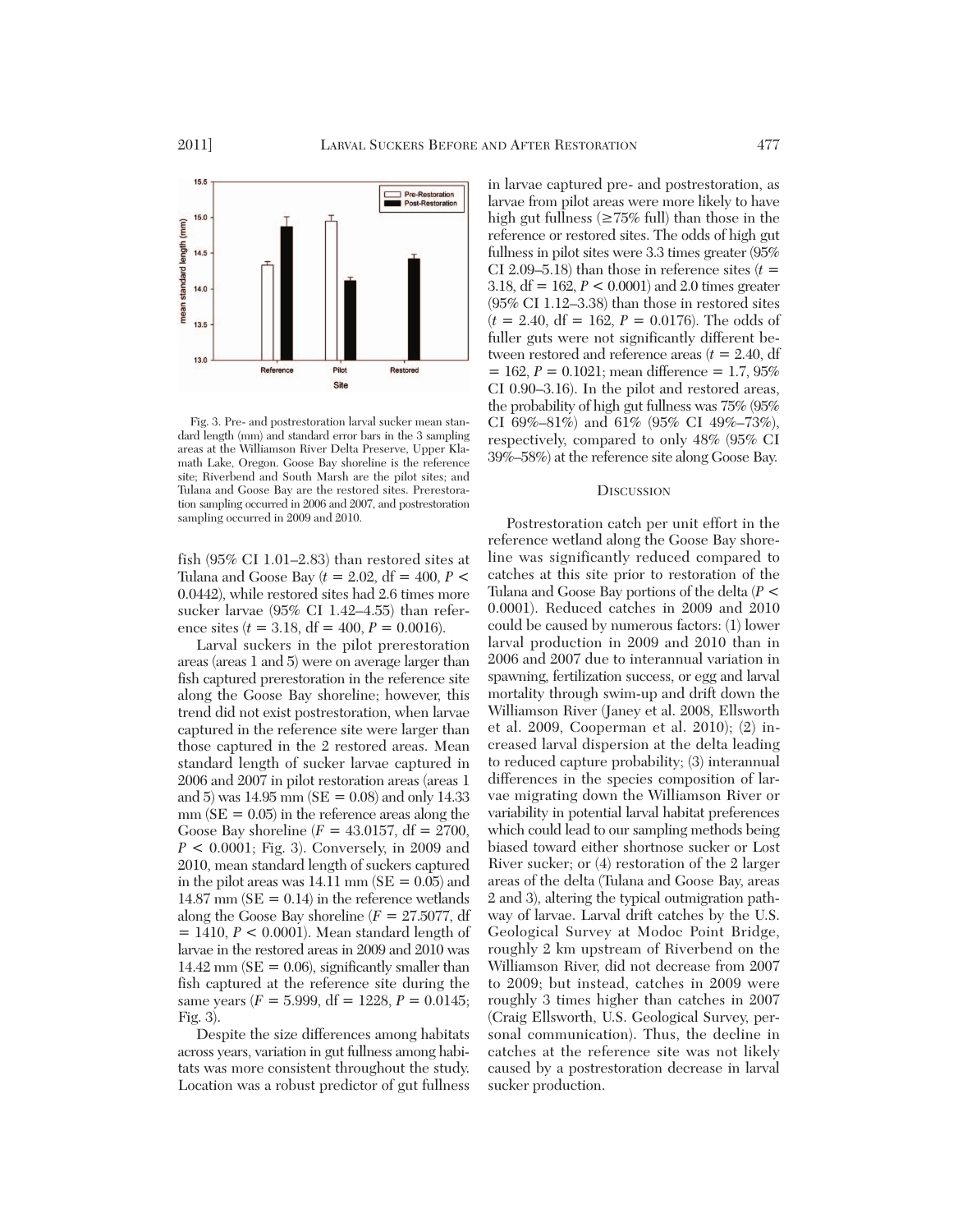Fig. 3. Pre- and postrestoration larval sucker mean standard length (mm) and standard error bars in the 3 sampling areas at the Williamson River Delta Preserve, Upper Klamath Lake, Oregon. Goose Bay shoreline is the reference site; Riverbend and South Marsh are the pilot sites; and Tulana and Goose Bay are the restored sites. Prerestoration sampling occurred in 2006 and 2007, and postrestoration sampling occurred in 2009 and 2010.

fish (95% CI 1.01–2.83) than restored sites at Tulana and Goose Bay ($t$ = 2.02, df = 400, $P$ < 0.0442), while restored sites had 2.6 times more sucker larvae (95% CI 1.42–4.55) than reference sites ($t$ = 3.18, df = 400, $P$ = 0.0016).

Larval suckers in the pilot prerestoration areas (areas 1 and 5) were on average larger than fish captured prerestoration in the reference site along the Goose Bay shoreline; however, this trend did not exist postrestoration, when larvae captured in the reference site were larger than those captured in the 2 restored areas. Mean standard length of sucker larvae captured in 2006 and 2007 in pilot restoration areas (areas 1 and 5) was 14.95 mm (SE = 0.08) and only 14.33 mm (SE = 0.05) in the reference areas along the Goose Bay shoreline ($F$ = 43.0157, df = 2700, $P$ < 0.0001; Fig. 3). Conversely, in 2009 and 2010, mean standard length of suckers captured in the pilot areas was 14.11 mm (SE = 0.05) and 14.87 mm (SE = 0.14) in the reference wetlands along the Goose Bay shoreline ($F$ = 27.5077, df = 1410, $P$ < 0.0001). Mean standard length of larvae in the restored areas in 2009 and 2010 was 14.42 mm (SE = 0.06), significantly smaller than fish captured at the reference site during the same years ($F$ = 5.999, df = 1228, $P$ = 0.0145; Fig. 3).

Despite the size differences among habitats across years, variation in gut fullness among habitats was more consistent throughout the study. Location was a robust predictor of gut fullness in larvae captured pre- and postrestoration, as larvae from pilot areas were more likely to have high gut fullness (≥75% full) than those in the reference or restored sites. The odds of high gut fullness in pilot sites were 3.3 times greater (95% CI 2.09–5.18) than those in reference sites ($t$ = 3.18, df = 162, $P$ < 0.0001) and 2.0 times greater (95% CI 1.12–3.38) than those in restored sites ($t$ = 2.40, df = 162, $P$ = 0.0176). The odds of fuller guts were not significantly different between restored and reference areas ($t$ = 2.40, df = 162, $P$ = 0.1021; mean difference = 1.7, 95% CI 0.90–3.16). In the pilot and restored areas, the probability of high gut fullness was 75% (95% CI 69%–81%) and 61% (95% CI 49%–73%), respectively, compared to only 48% (95% CI 39%–58%) at the reference site along Goose Bay.

## Discussion

Postrestoration catch per unit effort in the reference wetland along the Goose Bay shoreline was significantly reduced compared to catches at this site prior to restoration of the Tulana and Goose Bay portions of the delta ($P$ < 0.0001). Reduced catches in 2009 and 2010 could be caused by numerous factors: (1) lower larval production in 2009 and 2010 than in 2006 and 2007 due to interannual variation in spawning, fertilization success, or egg and larval mortality through swim-up and drift down the Williamson River (Janey et al. 2008, Ellsworth et al. 2009, Cooperman et al. 2010); (2) increased larval dispersion at the delta leading to reduced capture probability; (3) interannual differences in the species composition of larvae migrating down the Williamson River or variability in potential larval habitat preferences which could lead to our sampling methods being biased toward either shortnose sucker or Lost River sucker; or (4) restoration of the 2 larger areas of the delta (Tulana and Goose Bay, areas 2 and 3), altering the typical outmigration pathway of larvae. Larval drift catches by the U.S. Geological Survey at Modoc Point Bridge, roughly 2 km upstream of Riverbend on the Williamson River, did not decrease from 2007 to 2009; but instead, catches in 2009 were roughly 3 times higher than catches in 2007 (Craig Ellsworth, U.S. Geological Survey, personal communication). Thus, the decline in catches at the reference site was not likely caused by a postrestoration decrease in larval sucker production.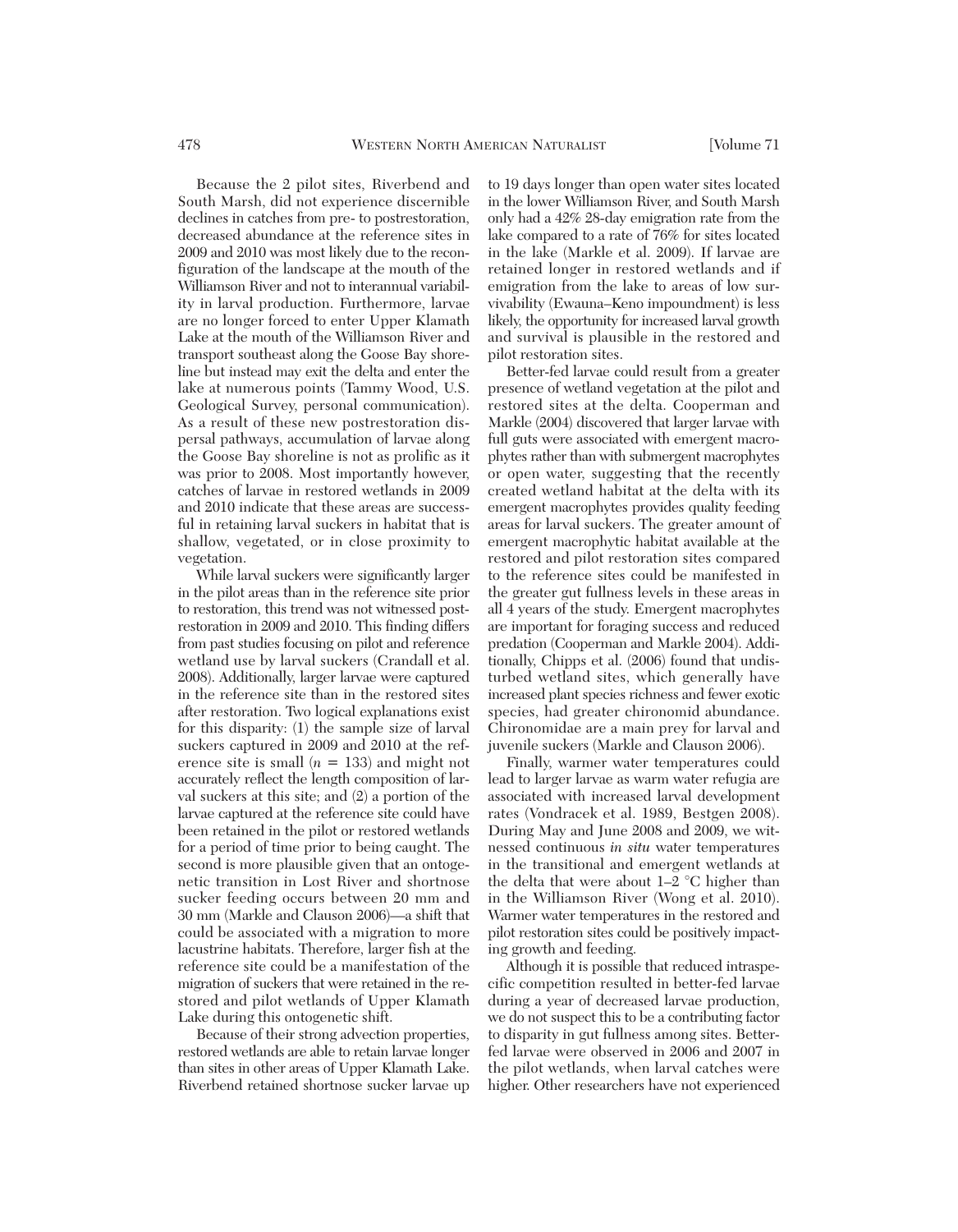Because the 2 pilot sites, Riverbend and South Marsh, did not experience discernible declines in catches from pre- to postrestoration, decreased abundance at the reference sites in 2009 and 2010 was most likely due to the reconfiguration of the landscape at the mouth of the Williamson River and not to interannual variability in larval production. Furthermore, larvae are no longer forced to enter Upper Klamath Lake at the mouth of the Williamson River and transport southeast along the Goose Bay shoreline but instead may exit the delta and enter the lake at numerous points (Tammy Wood, U.S. Geological Survey, personal communication). As a result of these new postrestoration dispersal pathways, accumulation of larvae along the Goose Bay shoreline is not as prolific as it was prior to 2008. Most importantly however, catches of larvae in restored wetlands in 2009 and 2010 indicate that these areas are successful in retaining larval suckers in habitat that is shallow, vegetated, or in close proximity to vegetation.

While larval suckers were significantly larger in the pilot areas than in the reference site prior to restoration, this trend was not witnessed postrestoration in 2009 and 2010. This finding differs from past studies focusing on pilot and reference wetland use by larval suckers (Crandall et al. 2008). Additionally, larger larvae were captured in the reference site than in the restored sites after restoration. Two logical explanations exist for this disparity: (1) the sample size of larval suckers captured in 2009 and 2010 at the reference site is small ($n = 133$) and might not accurately reflect the length composition of larval suckers at this site; and (2) a portion of the larvae captured at the reference site could have been retained in the pilot or restored wetlands for a period of time prior to being caught. The second is more plausible given that an ontogenetic transition in Lost River and shortnose sucker feeding occurs between 20 mm and 30 mm (Markle and Clauson 2006)—a shift that could be associated with a migration to more lacustrine habitats. Therefore, larger fish at the reference site could be a manifestation of the migration of suckers that were retained in the restored and pilot wetlands of Upper Klamath Lake during this ontogenetic shift.

Because of their strong advection properties, restored wetlands are able to retain larvae longer than sites in other areas of Upper Klamath Lake. Riverbend retained shortnose sucker larvae up to 19 days longer than open water sites located in the lower Williamson River, and South Marsh only had a 42% 28-day emigration rate from the lake compared to a rate of 76% for sites located in the lake (Markle et al. 2009). If larvae are retained longer in restored wetlands and if emigration from the lake to areas of low survivability (Ewauna–Keno impoundment) is less likely, the opportunity for increased larval growth and survival is plausible in the restored and pilot restoration sites.

Better-fed larvae could result from a greater presence of wetland vegetation at the pilot and restored sites at the delta. Cooperman and Markle (2004) discovered that larger larvae with full guts were associated with emergent macrophytes rather than with submergent macrophytes or open water, suggesting that the recently created wetland habitat at the delta with its emergent macrophytes provides quality feeding areas for larval suckers. The greater amount of emergent macrophytic habitat available at the restored and pilot restoration sites compared to the reference sites could be manifested in the greater gut fullness levels in these areas in all 4 years of the study. Emergent macrophytes are important for foraging success and reduced predation (Cooperman and Markle 2004). Additionally, Chipps et al. (2006) found that undisturbed wetland sites, which generally have increased plant species richness and fewer exotic species, had greater chironomid abundance. Chironomidae are a main prey for larval and juvenile suckers (Markle and Clauson 2006).

Finally, warmer water temperatures could lead to larger larvae as warm water refugia are associated with increased larval development rates (Vondracek et al. 1989, Bestgen 2008). During May and June 2008 and 2009, we witnessed continuous *in situ* water temperatures in the transitional and emergent wetlands at the delta that were about 1–2 °C higher than in the Williamson River (Wong et al. 2010). Warmer water temperatures in the restored and pilot restoration sites could be positively impacting growth and feeding.

Although it is possible that reduced intraspecific competition resulted in better-fed larvae during a year of decreased larvae production, we do not suspect this to be a contributing factor to disparity in gut fullness among sites. Better-fed larvae were observed in 2006 and 2007 in the pilot wetlands, when larval catches were higher. Other researchers have not experienced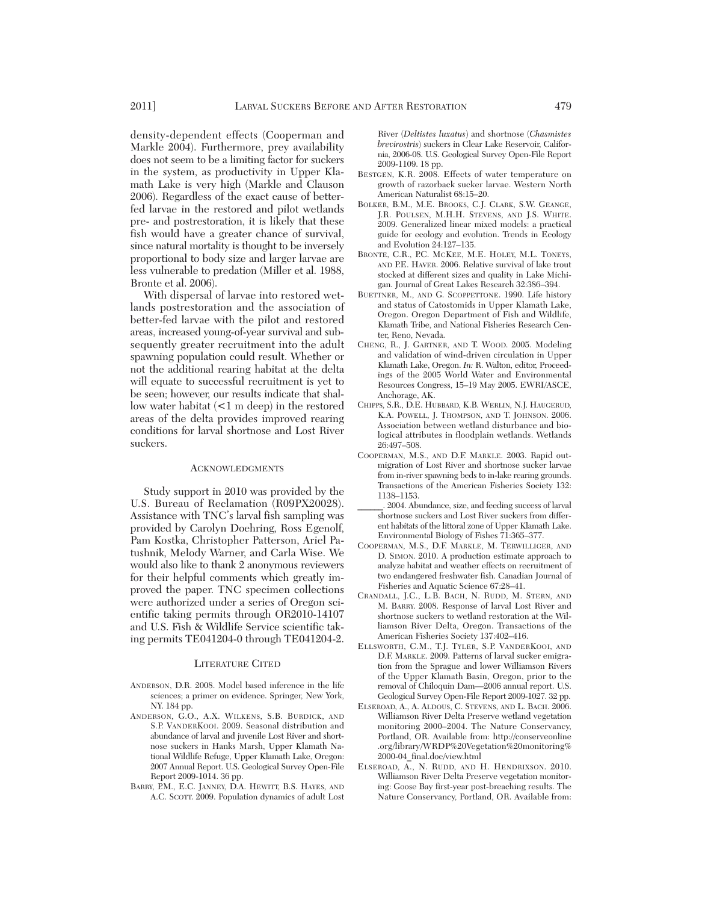density-dependent effects (Cooperman and Markle 2004). Furthermore, prey availability does not seem to be a limiting factor for suckers in the system, as productivity in Upper Klamath Lake is very high (Markle and Clauson 2006). Regardless of the exact cause of better-fed larvae in the restored and pilot wetlands pre- and postrestoration, it is likely that these fish would have a greater chance of survival, since natural mortality is thought to be inversely proportional to body size and larger larvae are less vulnerable to predation (Miller et al. 1988, Bronte et al. 2006).

With dispersal of larvae into restored wetlands postrestoration and the association of better-fed larvae with the pilot and restored areas, increased young-of-year survival and subsequently greater recruitment into the adult spawning population could result. Whether or not the additional rearing habitat at the delta will equate to successful recruitment is yet to be seen; however, our results indicate that shallow water habitat (<1 m deep) in the restored areas of the delta provides improved rearing conditions for larval shortnose and Lost River suckers.

## Acknowledgments

Study support in 2010 was provided by the U.S. Bureau of Reclamation (R09PX20028). Assistance with TNC's larval fish sampling was provided by Carolyn Doehring, Ross Egenolf, Pam Kostka, Christopher Patterson, Ariel Patushnik, Melody Warner, and Carla Wise. We would also like to thank 2 anonymous reviewers for their helpful comments which greatly improved the paper. TNC specimen collections were authorized under a series of Oregon scientific taking permits through OR2010-14107 and U.S. Fish & Wildlife Service scientific taking permits TE041204-0 through TE041204-2.

## Literature Cited

Anderson, D.R. 2008. Model based inference in the life sciences; a primer on evidence. Springer, New York, NY. 184 pp.

Anderson, G.O., A.X. Wilkens, S.B. Burdick, and S.P. VanderKooi. 2009. Seasonal distribution and abundance of larval and juvenile Lost River and shortnose suckers in Hanks Marsh, Upper Klamath National Wildlife Refuge, Upper Klamath Lake, Oregon: 2007 Annual Report. U.S. Geological Survey Open-File Report 2009-1014. 36 pp.

Barry, P.M., E.C. Janney, D.A. Hewitt, B.S. Hayes, and A.C. Scott. 2009. Population dynamics of adult Lost River (*Deltistes luxatus*) and shortnose (*Chasmistes brevirostris*) suckers in Clear Lake Reservoir, California, 2006-08. U.S. Geological Survey Open-File Report 2009-1109. 18 pp.

Bestgen, K.R. 2008. Effects of water temperature on growth of razorback sucker larvae. Western North American Naturalist 68:15–20.

Bolker, B.M., M.E. Brooks, C.J. Clark, S.W. Geange, J.R. Poulsen, M.H.H. Stevens, and J.S. White. 2009. Generalized linear mixed models: a practical guide for ecology and evolution. Trends in Ecology and Evolution 24:127–135.

Bronte, C.R., P.C. McKee, M.E. Holey, M.L. Toneys, and P.E. Haver. 2006. Relative survival of lake trout stocked at different sizes and quality in Lake Michigan. Journal of Great Lakes Research 32:386–394.

Buettner, M., and G. Scoppettone. 1990. Life history and status of Catostomids in Upper Klamath Lake, Oregon. Oregon Department of Fish and Wildlife, Klamath Tribe, and National Fisheries Research Center, Reno, Nevada.

Cheng, R., J. Gartner, and T. Wood. 2005. Modeling and validation of wind-driven circulation in Upper Klamath Lake, Oregon. *In:* R. Walton, editor, Proceedings of the 2005 World Water and Environmental Resources Congress, 15–19 May 2005. EWRI/ASCE, Anchorage, AK.

Chipps, S.R., D.E. Hubbard, K.B. Werlin, N.J. Haugerud, K.A. Powell, J. Thompson, and T. Johnson. 2006. Association between wetland disturbance and biological attributes in floodplain wetlands. Wetlands 26:497–508.

Cooperman, M.S., and D.F. Markle. 2003. Rapid outmigration of Lost River and shortnose sucker larvae from in-river spawning beds to in-lake rearing grounds. Transactions of the American Fisheries Society 132: 1138–1153.

\_\_\_\_\_. 2004. Abundance, size, and feeding success of larval shortnose suckers and Lost River suckers from different habitats of the littoral zone of Upper Klamath Lake. Environmental Biology of Fishes 71:365–377.

Cooperman, M.S., D.F. Markle, M. Terwilliger, and D. Simon. 2010. A production estimate approach to analyze habitat and weather effects on recruitment of two endangered freshwater fish. Canadian Journal of Fisheries and Aquatic Science 67:28–41.

Crandall, J.C., L.B. Bach, N. Rudd, M. Stern, and M. Barry. 2008. Response of larval Lost River and shortnose suckers to wetland restoration at the Williamson River Delta, Oregon. Transactions of the American Fisheries Society 137:402–416.

Ellsworth, C.M., T.J. Tyler, S.P. VanderKooi, and D.F. Markle. 2009. Patterns of larval sucker emigration from the Sprague and lower Williamson Rivers of the Upper Klamath Basin, Oregon, prior to the removal of Chiloquin Dam—2006 annual report. U.S. Geological Survey Open-File Report 2009-1027. 32 pp.

Elseroad, A., A. Aldous, C. Stevens, and L. Bach. 2006. Williamson River Delta Preserve wetland vegetation monitoring 2000–2004. The Nature Conservancy, Portland, OR. Available from: http://conserveonline.org/library/WRDP%20Vegetation%20monitoring%2000-04_final.doc/view.html

Elseroad, A., N. Rudd, and H. Hendrixson. 2010. Williamson River Delta Preserve vegetation monitoring: Goose Bay first-year post-breaching results. The Nature Conservancy, Portland, OR. Available from: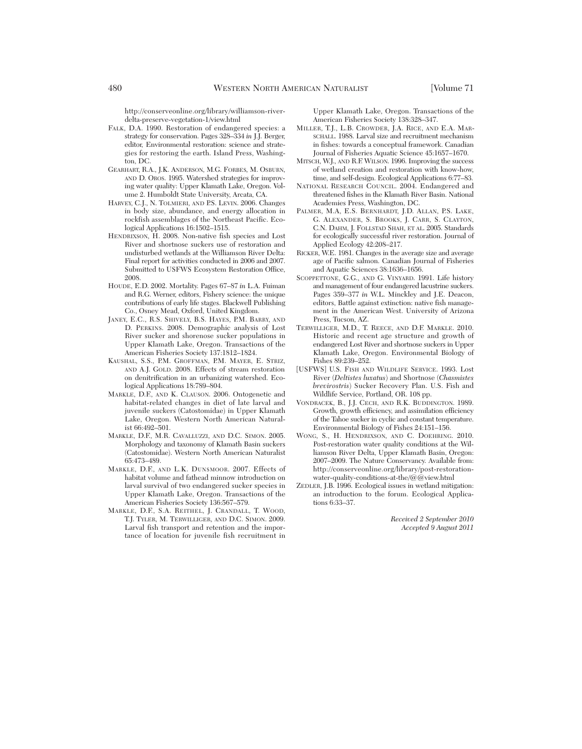http://conserveonline.org/library/williamson-river-delta-preserve-vegetation-1/view.html

FALK, D.A. 1990. Restoration of endangered species: a strategy for conservation. Pages 328–334 *in* J.J. Berger, editor, Environmental restoration: science and strategies for restoring the earth. Island Press, Washington, DC.

GEARHART, R.A., J.K. ANDERSON, M.G. FORBES, M. OSBURN, AND D. OROS. 1995. Watershed strategies for improving water quality: Upper Klamath Lake, Oregon. Volume 2. Humboldt State University, Arcata, CA.

HARVEY, C.J., N. TOLMIERI, AND P.S. LEVIN. 2006. Changes in body size, abundance, and energy allocation in rockfish assemblages of the Northeast Pacific. Ecological Applications 16:1502–1515.

HENDRIXSON, H. 2008. Non-native fish species and Lost River and shortnose suckers use of restoration and undisturbed wetlands at the Williamson River Delta: Final report for activities conducted in 2006 and 2007. Submitted to USFWS Ecosystem Restoration Office, 2008.

HOUDE, E.D. 2002. Mortality. Pages 67–87 *in* L.A. Fuiman and R.G. Werner, editors, Fishery science: the unique contributions of early life stages. Blackwell Publishing Co., Osney Mead, Oxford, United Kingdom.

JANEY, E.C., R.S. SHIVELY, B.S. HAYES, P.M. BARRY, AND D. PERKINS. 2008. Demographic analysis of Lost River sucker and shorenose sucker populations in Upper Klamath Lake, Oregon. Transactions of the American Fisheries Society 137:1812–1824.

KAUSHAL, S.S., P.M. GROFFMAN, P.M. MAYER, E. STRIZ, AND A.J. GOLD. 2008. Effects of stream restoration on denitrification in an urbanizing watershed. Ecological Applications 18:789–804.

MARKLE, D.F., AND K. CLAUSON. 2006. Ontogenetic and habitat-related changes in diet of late larval and juvenile suckers (Catostomidae) in Upper Klamath Lake, Oregon. Western North American Naturalist 66:492–501.

MARKLE, D.F., M.R. CAVALLUZZI, AND D.C. SIMON. 2005. Morphology and taxonomy of Klamath Basin suckers (Catostomidae). Western North American Naturalist 65:473–489.

MARKLE, D.F., AND L.K. DUNSMOOR. 2007. Effects of habitat volume and fathead minnow introduction on larval survival of two endangered sucker species in Upper Klamath Lake, Oregon. Transactions of the American Fisheries Society 136:567–579.

MARKLE, D.F., S.A. REITHEL, J. CRANDALL, T. WOOD, T.J. TYLER, M. TERWILLIGER, AND D.C. SIMON. 2009. Larval fish transport and retention and the importance of location for juvenile fish recruitment in Upper Klamath Lake, Oregon. Transactions of the American Fisheries Society 138:328–347.

MILLER, T.J., L.B. CROWDER, J.A. RICE, AND E.A. MARSCHALL. 1988. Larval size and recruitment mechanism in fishes: towards a conceptual framework. Canadian Journal of Fisheries Aquatic Science 45:1657–1670.

MITSCH, W.J., AND R.F. WILSON. 1996. Improving the success of wetland creation and restoration with know-how, time, and self-design. Ecological Applications 6:77–83.

NATIONAL RESEARCH COUNCIL. 2004. Endangered and threatened fishes in the Klamath River Basin. National Academies Press, Washington, DC.

PALMER, M.A, E.S. BERNHARDT, J.D. ALLAN, P.S. LAKE, G. ALEXANDER, S. BROOKS, J. CARR, S. CLAYTON, C.N. DAHM, J. FOLLSTAD SHAH, ET AL. 2005. Standards for ecologically successful river restoration. Journal of Applied Ecology 42:208–217.

RICKER, W.E. 1981. Changes in the average size and average age of Pacific salmon. Canadian Journal of Fisheries and Aquatic Sciences 38:1636–1656.

SCOPPETTONE, G.G., AND G. VINYARD. 1991. Life history and management of four endangered lacustrine suckers. Pages 359–377 *in* W.L. Minckley and J.E. Deacon, editors, Battle against extinction: native fish management in the American West. University of Arizona Press, Tucson, AZ.

TERWILLIGER, M.D., T. REECE, AND D.F. MARKLE. 2010. Historic and recent age structure and growth of endangered Lost River and shortnose suckers in Upper Klamath Lake, Oregon. Environmental Biology of Fishes 89:239–252.

[USFWS] U.S. FISH AND WILDLIFE SERVICE. 1993. Lost River (*Deltistes luxatus*) and Shortnose (*Chasmistes brevirostris*) Sucker Recovery Plan. U.S. Fish and Wildlife Service, Portland, OR. 108 pp.

VONDRACEK, B., J.J. CECH, AND R.K. BUDDINGTON. 1989. Growth, growth efficiency, and assimilation efficiency of the Tahoe sucker in cyclic and constant temperature. Environmental Biology of Fishes 24:151–156.

WONG, S., H. HENDRIXSON, AND C. DOEHRING. 2010. Post-restoration water quality conditions at the Williamson River Delta, Upper Klamath Basin, Oregon: 2007–2009. The Nature Conservancy. Available from: http://conserveonline.org/library/post-restoration-water-quality-conditions-at-the/@@view.html

ZEDLER, J.B. 1996. Ecological issues in wetland mitigation: an introduction to the forum. Ecological Applications 6:33–37.

*Received 2 September 2010*
*Accepted 9 August 2011*